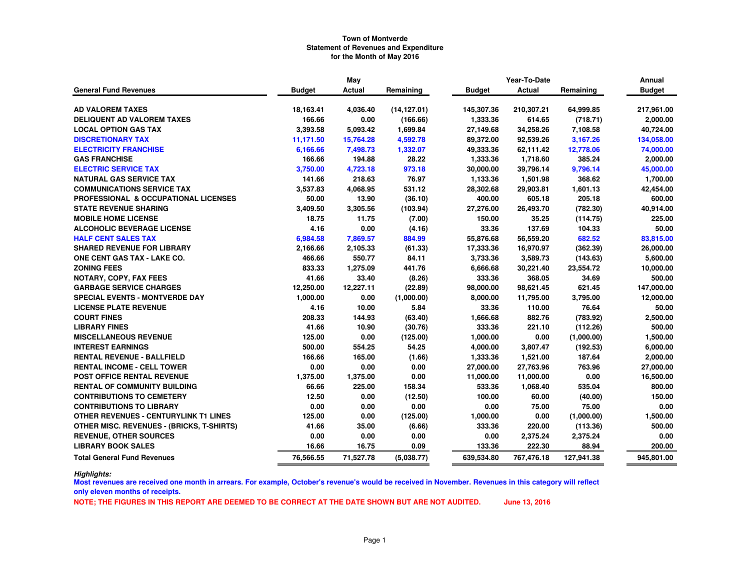**Town of Montverde**
**Statement of Revenues and Expenditure**
**for the Month of May 2016**

| General Fund Revenues | May Budget | May Actual | May Remaining | Year-To-Date Budget | Year-To-Date Actual | Year-To-Date Remaining | Annual Budget |
|---|---|---|---|---|---|---|---|
| AD VALOREM TAXES | 18,163.41 | 4,036.40 | (14,127.01) | 145,307.36 | 210,307.21 | 64,999.85 | 217,961.00 |
| DELIQUENT AD VALOREM TAXES | 166.66 | 0.00 | (166.66) | 1,333.36 | 614.65 | (718.71) | 2,000.00 |
| LOCAL OPTION GAS TAX | 3,393.58 | 5,093.42 | 1,699.84 | 27,149.68 | 34,258.26 | 7,108.58 | 40,724.00 |
| DISCRETIONARY TAX | 11,171.50 | 15,764.28 | 4,592.78 | 89,372.00 | 92,539.26 | 3,167.26 | 134,058.00 |
| ELECTRICITY FRANCHISE | 6,166.66 | 7,498.73 | 1,332.07 | 49,333.36 | 62,111.42 | 12,778.06 | 74,000.00 |
| GAS FRANCHISE | 166.66 | 194.88 | 28.22 | 1,333.36 | 1,718.60 | 385.24 | 2,000.00 |
| ELECTRIC SERVICE TAX | 3,750.00 | 4,723.18 | 973.18 | 30,000.00 | 39,796.14 | 9,796.14 | 45,000.00 |
| NATURAL GAS SERVICE TAX | 141.66 | 218.63 | 76.97 | 1,133.36 | 1,501.98 | 368.62 | 1,700.00 |
| COMMUNICATIONS SERVICE TAX | 3,537.83 | 4,068.95 | 531.12 | 28,302.68 | 29,903.81 | 1,601.13 | 42,454.00 |
| PROFESSIONAL & OCCUPATIONAL LICENSES | 50.00 | 13.90 | (36.10) | 400.00 | 605.18 | 205.18 | 600.00 |
| STATE REVENUE SHARING | 3,409.50 | 3,305.56 | (103.94) | 27,276.00 | 26,493.70 | (782.30) | 40,914.00 |
| MOBILE HOME LICENSE | 18.75 | 11.75 | (7.00) | 150.00 | 35.25 | (114.75) | 225.00 |
| ALCOHOLIC BEVERAGE LICENSE | 4.16 | 0.00 | (4.16) | 33.36 | 137.69 | 104.33 | 50.00 |
| HALF CENT SALES TAX | 6,984.58 | 7,869.57 | 884.99 | 55,876.68 | 56,559.20 | 682.52 | 83,815.00 |
| SHARED REVENUE FOR LIBRARY | 2,166.66 | 2,105.33 | (61.33) | 17,333.36 | 16,970.97 | (362.39) | 26,000.00 |
| ONE CENT GAS TAX - LAKE CO. | 466.66 | 550.77 | 84.11 | 3,733.36 | 3,589.73 | (143.63) | 5,600.00 |
| ZONING FEES | 833.33 | 1,275.09 | 441.76 | 6,666.68 | 30,221.40 | 23,554.72 | 10,000.00 |
| NOTARY, COPY, FAX FEES | 41.66 | 33.40 | (8.26) | 333.36 | 368.05 | 34.69 | 500.00 |
| GARBAGE SERVICE CHARGES | 12,250.00 | 12,227.11 | (22.89) | 98,000.00 | 98,621.45 | 621.45 | 147,000.00 |
| SPECIAL EVENTS - MONTVERDE DAY | 1,000.00 | 0.00 | (1,000.00) | 8,000.00 | 11,795.00 | 3,795.00 | 12,000.00 |
| LICENSE PLATE REVENUE | 4.16 | 10.00 | 5.84 | 33.36 | 110.00 | 76.64 | 50.00 |
| COURT FINES | 208.33 | 144.93 | (63.40) | 1,666.68 | 882.76 | (783.92) | 2,500.00 |
| LIBRARY FINES | 41.66 | 10.90 | (30.76) | 333.36 | 221.10 | (112.26) | 500.00 |
| MISCELLANEOUS REVENUE | 125.00 | 0.00 | (125.00) | 1,000.00 | 0.00 | (1,000.00) | 1,500.00 |
| INTEREST EARNINGS | 500.00 | 554.25 | 54.25 | 4,000.00 | 3,807.47 | (192.53) | 6,000.00 |
| RENTAL REVENUE - BALLFIELD | 166.66 | 165.00 | (1.66) | 1,333.36 | 1,521.00 | 187.64 | 2,000.00 |
| RENTAL INCOME - CELL TOWER | 0.00 | 0.00 | 0.00 | 27,000.00 | 27,763.96 | 763.96 | 27,000.00 |
| POST OFFICE RENTAL REVENUE | 1,375.00 | 1,375.00 | 0.00 | 11,000.00 | 11,000.00 | 0.00 | 16,500.00 |
| RENTAL OF COMMUNITY BUILDING | 66.66 | 225.00 | 158.34 | 533.36 | 1,068.40 | 535.04 | 800.00 |
| CONTRIBUTIONS TO CEMETERY | 12.50 | 0.00 | (12.50) | 100.00 | 60.00 | (40.00) | 150.00 |
| CONTRIBUTIONS TO LIBRARY | 0.00 | 0.00 | 0.00 | 0.00 | 75.00 | 75.00 | 0.00 |
| OTHER REVENUES - CENTURYLINK T1 LINES | 125.00 | 0.00 | (125.00) | 1,000.00 | 0.00 | (1,000.00) | 1,500.00 |
| OTHER MISC. REVENUES - (BRICKS, T-SHIRTS) | 41.66 | 35.00 | (6.66) | 333.36 | 220.00 | (113.36) | 500.00 |
| REVENUE, OTHER SOURCES | 0.00 | 0.00 | 0.00 | 0.00 | 2,375.24 | 2,375.24 | 0.00 |
| LIBRARY BOOK SALES | 16.66 | 16.75 | 0.09 | 133.36 | 222.30 | 88.94 | 200.00 |
| **Total General Fund Revenues** | **76,566.55** | **71,527.78** | **(5,038.77)** | **639,534.80** | **767,476.18** | **127,941.38** | **945,801.00** |

***Highlights:***

**Most revenues are received one month in arrears. For example, October's revenue's would be received in November. Revenues in this category will reflect only eleven months of receipts.**

**NOTE; THE FIGURES IN THIS REPORT ARE DEEMED TO BE CORRECT AT THE DATE SHOWN BUT ARE NOT AUDITED. June 13, 2016**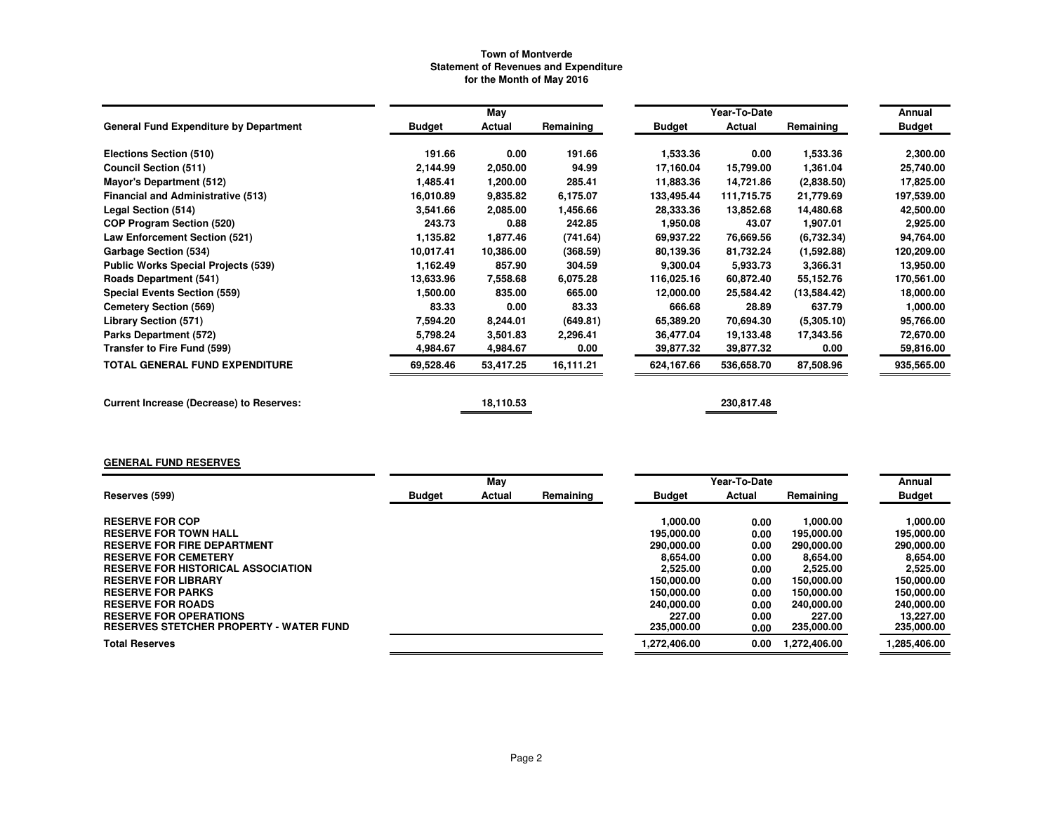# Town of Montverde
## Statement of Revenues and Expenditure
### for the Month of May 2016

| General Fund Expenditure by Department | May Budget | May Actual | May Remaining | Year-To-Date Budget | Year-To-Date Actual | Year-To-Date Remaining | Annual Budget |
|---|---|---|---|---|---|---|---|
| Elections Section (510) | 191.66 | 0.00 | 191.66 | 1,533.36 | 0.00 | 1,533.36 | 2,300.00 |
| Council Section (511) | 2,144.99 | 2,050.00 | 94.99 | 17,160.04 | 15,799.00 | 1,361.04 | 25,740.00 |
| Mayor's Department (512) | 1,485.41 | 1,200.00 | 285.41 | 11,883.36 | 14,721.86 | (2,838.50) | 17,825.00 |
| Financial and Administrative (513) | 16,010.89 | 9,835.82 | 6,175.07 | 133,495.44 | 111,715.75 | 21,779.69 | 197,539.00 |
| Legal Section (514) | 3,541.66 | 2,085.00 | 1,456.66 | 28,333.36 | 13,852.68 | 14,480.68 | 42,500.00 |
| COP Program Section (520) | 243.73 | 0.88 | 242.85 | 1,950.08 | 43.07 | 1,907.01 | 2,925.00 |
| Law Enforcement Section (521) | 1,135.82 | 1,877.46 | (741.64) | 69,937.22 | 76,669.56 | (6,732.34) | 94,764.00 |
| Garbage Section (534) | 10,017.41 | 10,386.00 | (368.59) | 80,139.36 | 81,732.24 | (1,592.88) | 120,209.00 |
| Public Works Special Projects (539) | 1,162.49 | 857.90 | 304.59 | 9,300.04 | 5,933.73 | 3,366.31 | 13,950.00 |
| Roads Department (541) | 13,633.96 | 7,558.68 | 6,075.28 | 116,025.16 | 60,872.40 | 55,152.76 | 170,561.00 |
| Special Events Section (559) | 1,500.00 | 835.00 | 665.00 | 12,000.00 | 25,584.42 | (13,584.42) | 18,000.00 |
| Cemetery Section (569) | 83.33 | 0.00 | 83.33 | 666.68 | 28.89 | 637.79 | 1,000.00 |
| Library Section (571) | 7,594.20 | 8,244.01 | (649.81) | 65,389.20 | 70,694.30 | (5,305.10) | 95,766.00 |
| Parks Department (572) | 5,798.24 | 3,501.83 | 2,296.41 | 36,477.04 | 19,133.48 | 17,343.56 | 72,670.00 |
| Transfer to Fire Fund (599) | 4,984.67 | 4,984.67 | 0.00 | 39,877.32 | 39,877.32 | 0.00 | 59,816.00 |
| **TOTAL GENERAL FUND EXPENDITURE** | **69,528.46** | **53,417.25** | **16,111.21** | **624,167.66** | **536,658.70** | **87,508.96** | **935,565.00** |
| | | | | | | | |
| **Current Increase (Decrease) to Reserves:** | | **18,110.53** | | | **230,817.48** | | |

**GENERAL FUND RESERVES**

| Reserves (599) | May Budget | May Actual | May Remaining | Year-To-Date Budget | Year-To-Date Actual | Year-To-Date Remaining | Annual Budget |
|---|---|---|---|---|---|---|---|
| RESERVE FOR COP | | | | 1,000.00 | 0.00 | 1,000.00 | 1,000.00 |
| RESERVE FOR TOWN HALL | | | | 195,000.00 | 0.00 | 195,000.00 | 195,000.00 |
| RESERVE FOR FIRE DEPARTMENT | | | | 290,000.00 | 0.00 | 290,000.00 | 290,000.00 |
| RESERVE FOR CEMETERY | | | | 8,654.00 | 0.00 | 8,654.00 | 8,654.00 |
| RESERVE FOR HISTORICAL ASSOCIATION | | | | 2,525.00 | 0.00 | 2,525.00 | 2,525.00 |
| RESERVE FOR LIBRARY | | | | 150,000.00 | 0.00 | 150,000.00 | 150,000.00 |
| RESERVE FOR PARKS | | | | 150,000.00 | 0.00 | 150,000.00 | 150,000.00 |
| RESERVE FOR ROADS | | | | 240,000.00 | 0.00 | 240,000.00 | 240,000.00 |
| RESERVE FOR OPERATIONS | | | | 227.00 | 0.00 | 227.00 | 13,227.00 |
| RESERVES STETCHER PROPERTY - WATER FUND | | | | 235,000.00 | 0.00 | 235,000.00 | 235,000.00 |
| **Total Reserves** | | | | **1,272,406.00** | **0.00** | **1,272,406.00** | **1,285,406.00** |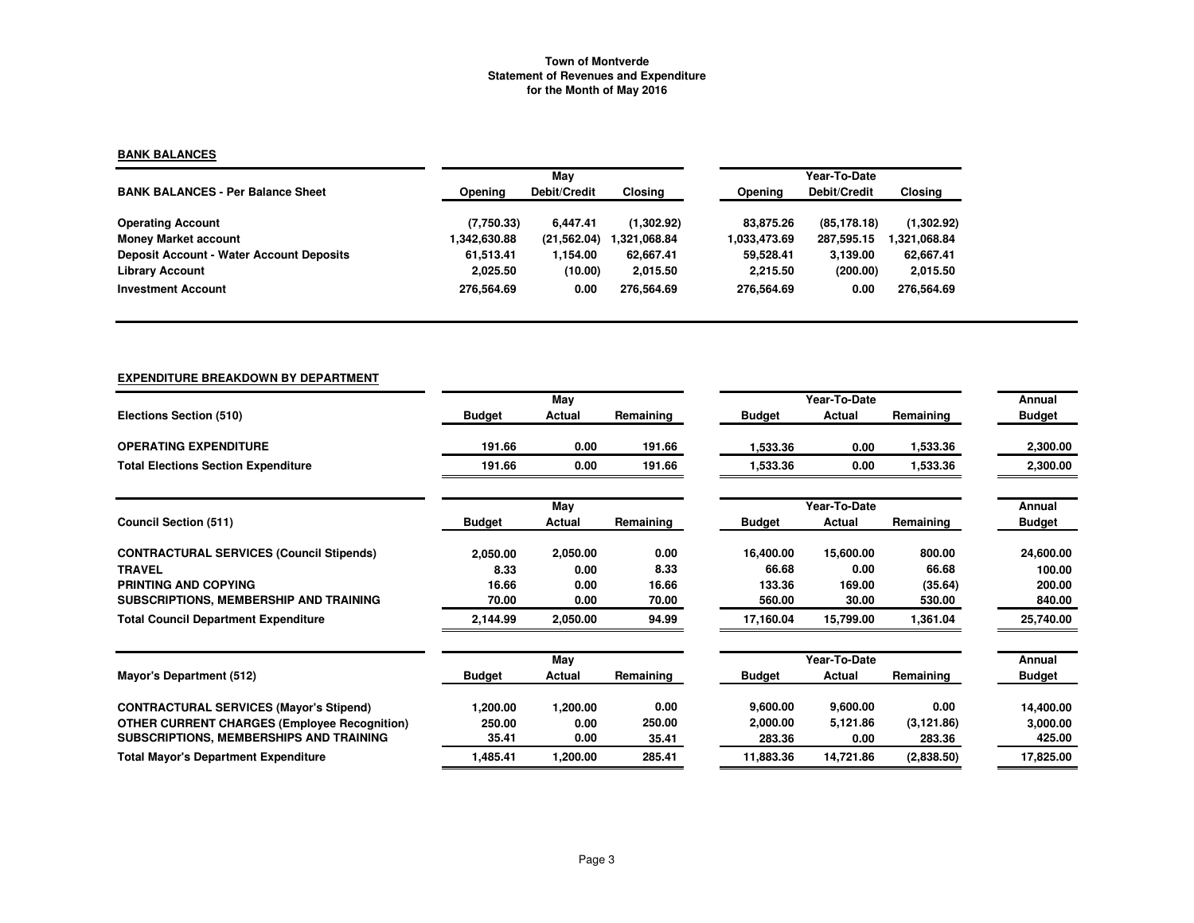# Town of Montverde
## Statement of Revenues and Expenditure
### for the Month of May 2016

**BANK BALANCES**

| BANK BALANCES - Per Balance Sheet | May Opening | May Debit/Credit | May Closing | Year-To-Date Opening | Year-To-Date Debit/Credit | Year-To-Date Closing |
|---|---|---|---|---|---|---|
| Operating Account | (7,750.33) | 6,447.41 | (1,302.92) | 83,875.26 | (85,178.18) | (1,302.92) |
| Money Market account | 1,342,630.88 | (21,562.04) | 1,321,068.84 | 1,033,473.69 | 287,595.15 | 1,321,068.84 |
| Deposit Account - Water Account Deposits | 61,513.41 | 1,154.00 | 62,667.41 | 59,528.41 | 3,139.00 | 62,667.41 |
| Library Account | 2,025.50 | (10.00) | 2,015.50 | 2,215.50 | (200.00) | 2,015.50 |
| Investment Account | 276,564.69 | 0.00 | 276,564.69 | 276,564.69 | 0.00 | 276,564.69 |

**EXPENDITURE BREAKDOWN BY DEPARTMENT**

| Elections Section (510) | May Budget | May Actual | May Remaining | Year-To-Date Budget | Year-To-Date Actual | Year-To-Date Remaining | Annual Budget |
|---|---|---|---|---|---|---|---|
| OPERATING EXPENDITURE | 191.66 | 0.00 | 191.66 | 1,533.36 | 0.00 | 1,533.36 | 2,300.00 |
| Total Elections Section Expenditure | 191.66 | 0.00 | 191.66 | 1,533.36 | 0.00 | 1,533.36 | 2,300.00 |

| Council Section (511) | May Budget | May Actual | May Remaining | Year-To-Date Budget | Year-To-Date Actual | Year-To-Date Remaining | Annual Budget |
|---|---|---|---|---|---|---|---|
| CONTRACTURAL SERVICES (Council Stipends) | 2,050.00 | 2,050.00 | 0.00 | 16,400.00 | 15,600.00 | 800.00 | 24,600.00 |
| TRAVEL | 8.33 | 0.00 | 8.33 | 66.68 | 0.00 | 66.68 | 100.00 |
| PRINTING AND COPYING | 16.66 | 0.00 | 16.66 | 133.36 | 169.00 | (35.64) | 200.00 |
| SUBSCRIPTIONS, MEMBERSHIP AND TRAINING | 70.00 | 0.00 | 70.00 | 560.00 | 30.00 | 530.00 | 840.00 |
| Total Council Department Expenditure | 2,144.99 | 2,050.00 | 94.99 | 17,160.04 | 15,799.00 | 1,361.04 | 25,740.00 |

| Mayor's Department (512) | May Budget | May Actual | May Remaining | Year-To-Date Budget | Year-To-Date Actual | Year-To-Date Remaining | Annual Budget |
|---|---|---|---|---|---|---|---|
| CONTRACTURAL SERVICES (Mayor's Stipend) | 1,200.00 | 1,200.00 | 0.00 | 9,600.00 | 9,600.00 | 0.00 | 14,400.00 |
| OTHER CURRENT CHARGES (Employee Recognition) | 250.00 | 0.00 | 250.00 | 2,000.00 | 5,121.86 | (3,121.86) | 3,000.00 |
| SUBSCRIPTIONS, MEMBERSHIPS AND TRAINING | 35.41 | 0.00 | 35.41 | 283.36 | 0.00 | 283.36 | 425.00 |
| Total Mayor's Department Expenditure | 1,485.41 | 1,200.00 | 285.41 | 11,883.36 | 14,721.86 | (2,838.50) | 17,825.00 |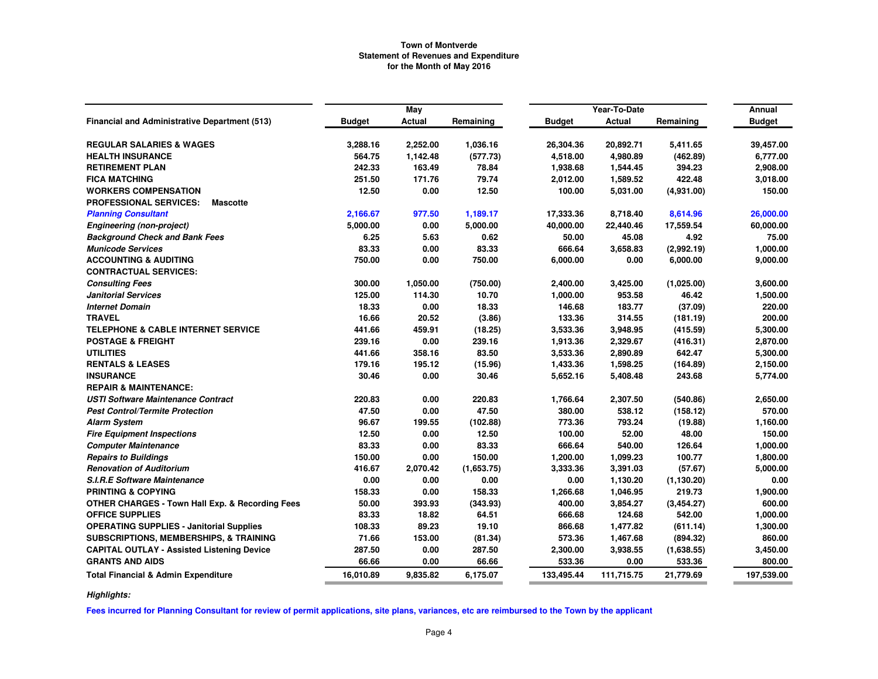# Town of Montverde
## Statement of Revenues and Expenditure
### for the Month of May 2016

| | May | | | Year-To-Date | | | Annual |
|---|---|---|---|---|---|---|---|
| **Financial and Administrative Department (513)** | **Budget** | **Actual** | **Remaining** | **Budget** | **Actual** | **Remaining** | **Budget** |
| **REGULAR SALARIES & WAGES** | 3,288.16 | 2,252.00 | 1,036.16 | 26,304.36 | 20,892.71 | 5,411.65 | 39,457.00 |
| **HEALTH INSURANCE** | 564.75 | 1,142.48 | (577.73) | 4,518.00 | 4,980.89 | (462.89) | 6,777.00 |
| **RETIREMENT PLAN** | 242.33 | 163.49 | 78.84 | 1,938.68 | 1,544.45 | 394.23 | 2,908.00 |
| **FICA MATCHING** | 251.50 | 171.76 | 79.74 | 2,012.00 | 1,589.52 | 422.48 | 3,018.00 |
| **WORKERS COMPENSATION** | 12.50 | 0.00 | 12.50 | 100.00 | 5,031.00 | (4,931.00) | 150.00 |
| **PROFESSIONAL SERVICES: Mascotte** | | | | | | | |
| ***Planning Consultant*** | 2,166.67 | 977.50 | 1,189.17 | 17,333.36 | 8,718.40 | 8,614.96 | 26,000.00 |
| ***Engineering (non-project)*** | 5,000.00 | 0.00 | 5,000.00 | 40,000.00 | 22,440.46 | 17,559.54 | 60,000.00 |
| ***Background Check and Bank Fees*** | 6.25 | 5.63 | 0.62 | 50.00 | 45.08 | 4.92 | 75.00 |
| ***Municode Services*** | 83.33 | 0.00 | 83.33 | 666.64 | 3,658.83 | (2,992.19) | 1,000.00 |
| **ACCOUNTING & AUDITING** | 750.00 | 0.00 | 750.00 | 6,000.00 | 0.00 | 6,000.00 | 9,000.00 |
| **CONTRACTUAL SERVICES:** | | | | | | | |
| ***Consulting Fees*** | 300.00 | 1,050.00 | (750.00) | 2,400.00 | 3,425.00 | (1,025.00) | 3,600.00 |
| ***Janitorial Services*** | 125.00 | 114.30 | 10.70 | 1,000.00 | 953.58 | 46.42 | 1,500.00 |
| ***Internet Domain*** | 18.33 | 0.00 | 18.33 | 146.68 | 183.77 | (37.09) | 220.00 |
| **TRAVEL** | 16.66 | 20.52 | (3.86) | 133.36 | 314.55 | (181.19) | 200.00 |
| **TELEPHONE & CABLE INTERNET SERVICE** | 441.66 | 459.91 | (18.25) | 3,533.36 | 3,948.95 | (415.59) | 5,300.00 |
| **POSTAGE & FREIGHT** | 239.16 | 0.00 | 239.16 | 1,913.36 | 2,329.67 | (416.31) | 2,870.00 |
| **UTILITIES** | 441.66 | 358.16 | 83.50 | 3,533.36 | 2,890.89 | 642.47 | 5,300.00 |
| **RENTALS & LEASES** | 179.16 | 195.12 | (15.96) | 1,433.36 | 1,598.25 | (164.89) | 2,150.00 |
| **INSURANCE** | 30.46 | 0.00 | 30.46 | 5,652.16 | 5,408.48 | 243.68 | 5,774.00 |
| **REPAIR & MAINTENANCE:** | | | | | | | |
| ***USTI Software Maintenance Contract*** | 220.83 | 0.00 | 220.83 | 1,766.64 | 2,307.50 | (540.86) | 2,650.00 |
| ***Pest Control/Termite Protection*** | 47.50 | 0.00 | 47.50 | 380.00 | 538.12 | (158.12) | 570.00 |
| ***Alarm System*** | 96.67 | 199.55 | (102.88) | 773.36 | 793.24 | (19.88) | 1,160.00 |
| ***Fire Equipment Inspections*** | 12.50 | 0.00 | 12.50 | 100.00 | 52.00 | 48.00 | 150.00 |
| ***Computer Maintenance*** | 83.33 | 0.00 | 83.33 | 666.64 | 540.00 | 126.64 | 1,000.00 |
| ***Repairs to Buildings*** | 150.00 | 0.00 | 150.00 | 1,200.00 | 1,099.23 | 100.77 | 1,800.00 |
| ***Renovation of Auditorium*** | 416.67 | 2,070.42 | (1,653.75) | 3,333.36 | 3,391.03 | (57.67) | 5,000.00 |
| ***S.I.R.E Software Maintenance*** | 0.00 | 0.00 | 0.00 | 0.00 | 1,130.20 | (1,130.20) | 0.00 |
| **PRINTING & COPYING** | 158.33 | 0.00 | 158.33 | 1,266.68 | 1,046.95 | 219.73 | 1,900.00 |
| **OTHER CHARGES - Town Hall Exp. & Recording Fees** | 50.00 | 393.93 | (343.93) | 400.00 | 3,854.27 | (3,454.27) | 600.00 |
| **OFFICE SUPPLIES** | 83.33 | 18.82 | 64.51 | 666.68 | 124.68 | 542.00 | 1,000.00 |
| **OPERATING SUPPLIES - Janitorial Supplies** | 108.33 | 89.23 | 19.10 | 866.68 | 1,477.82 | (611.14) | 1,300.00 |
| **SUBSCRIPTIONS, MEMBERSHIPS, & TRAINING** | 71.66 | 153.00 | (81.34) | 573.36 | 1,467.68 | (894.32) | 860.00 |
| **CAPITAL OUTLAY - Assisted Listening Device** | 287.50 | 0.00 | 287.50 | 2,300.00 | 3,938.55 | (1,638.55) | 3,450.00 |
| **GRANTS AND AIDS** | 66.66 | 0.00 | 66.66 | 533.36 | 0.00 | 533.36 | 800.00 |
| **Total Financial & Admin Expenditure** | 16,010.89 | 9,835.82 | 6,175.07 | 133,495.44 | 111,715.75 | 21,779.69 | 197,539.00 |

***Highlights:***

**Fees incurred for Planning Consultant for review of permit applications, site plans, variances, etc are reimbursed to the Town by the applicant**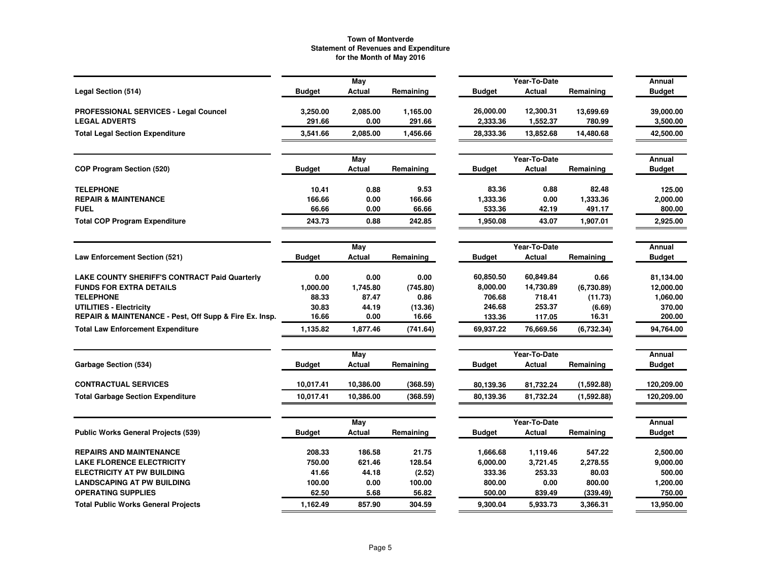**Town of Montverde**
**Statement of Revenues and Expenditure**
**for the Month of May 2016**

| Legal Section (514) | May Budget | May Actual | May Remaining | Year-To-Date Budget | Year-To-Date Actual | Year-To-Date Remaining | Annual Budget |
|---|---|---|---|---|---|---|---|
| PROFESSIONAL SERVICES - Legal Councel | 3,250.00 | 2,085.00 | 1,165.00 | 26,000.00 | 12,300.31 | 13,699.69 | 39,000.00 |
| LEGAL ADVERTS | 291.66 | 0.00 | 291.66 | 2,333.36 | 1,552.37 | 780.99 | 3,500.00 |
| **Total Legal Section Expenditure** | 3,541.66 | 2,085.00 | 1,456.66 | 28,333.36 | 13,852.68 | 14,480.68 | 42,500.00 |

| COP Program Section (520) | May Budget | May Actual | May Remaining | Year-To-Date Budget | Year-To-Date Actual | Year-To-Date Remaining | Annual Budget |
|---|---|---|---|---|---|---|---|
| TELEPHONE | 10.41 | 0.88 | 9.53 | 83.36 | 0.88 | 82.48 | 125.00 |
| REPAIR & MAINTENANCE | 166.66 | 0.00 | 166.66 | 1,333.36 | 0.00 | 1,333.36 | 2,000.00 |
| FUEL | 66.66 | 0.00 | 66.66 | 533.36 | 42.19 | 491.17 | 800.00 |
| **Total COP Program Expenditure** | 243.73 | 0.88 | 242.85 | 1,950.08 | 43.07 | 1,907.01 | 2,925.00 |

| Law Enforcement Section (521) | May Budget | May Actual | May Remaining | Year-To-Date Budget | Year-To-Date Actual | Year-To-Date Remaining | Annual Budget |
|---|---|---|---|---|---|---|---|
| LAKE COUNTY SHERIFF'S CONTRACT Paid Quarterly | 0.00 | 0.00 | 0.00 | 60,850.50 | 60,849.84 | 0.66 | 81,134.00 |
| FUNDS FOR EXTRA DETAILS | 1,000.00 | 1,745.80 | (745.80) | 8,000.00 | 14,730.89 | (6,730.89) | 12,000.00 |
| TELEPHONE | 88.33 | 87.47 | 0.86 | 706.68 | 718.41 | (11.73) | 1,060.00 |
| UTILITIES - Electricity | 30.83 | 44.19 | (13.36) | 246.68 | 253.37 | (6.69) | 370.00 |
| REPAIR & MAINTENANCE - Pest, Off Supp & Fire Ex. Insp. | 16.66 | 0.00 | 16.66 | 133.36 | 117.05 | 16.31 | 200.00 |
| **Total Law Enforcement Expenditure** | 1,135.82 | 1,877.46 | (741.64) | 69,937.22 | 76,669.56 | (6,732.34) | 94,764.00 |

| Garbage Section (534) | May Budget | May Actual | May Remaining | Year-To-Date Budget | Year-To-Date Actual | Year-To-Date Remaining | Annual Budget |
|---|---|---|---|---|---|---|---|
| CONTRACTUAL SERVICES | 10,017.41 | 10,386.00 | (368.59) | 80,139.36 | 81,732.24 | (1,592.88) | 120,209.00 |
| **Total Garbage Section Expenditure** | 10,017.41 | 10,386.00 | (368.59) | 80,139.36 | 81,732.24 | (1,592.88) | 120,209.00 |

| Public Works General Projects (539) | May Budget | May Actual | May Remaining | Year-To-Date Budget | Year-To-Date Actual | Year-To-Date Remaining | Annual Budget |
|---|---|---|---|---|---|---|---|
| REPAIRS AND MAINTENANCE | 208.33 | 186.58 | 21.75 | 1,666.68 | 1,119.46 | 547.22 | 2,500.00 |
| LAKE FLORENCE ELECTRICITY | 750.00 | 621.46 | 128.54 | 6,000.00 | 3,721.45 | 2,278.55 | 9,000.00 |
| ELECTRICITY AT PW BUILDING | 41.66 | 44.18 | (2.52) | 333.36 | 253.33 | 80.03 | 500.00 |
| LANDSCAPING AT PW BUILDING | 100.00 | 0.00 | 100.00 | 800.00 | 0.00 | 800.00 | 1,200.00 |
| OPERATING SUPPLIES | 62.50 | 5.68 | 56.82 | 500.00 | 839.49 | (339.49) | 750.00 |
| **Total Public Works General Projects** | 1,162.49 | 857.90 | 304.59 | 9,300.04 | 5,933.73 | 3,366.31 | 13,950.00 |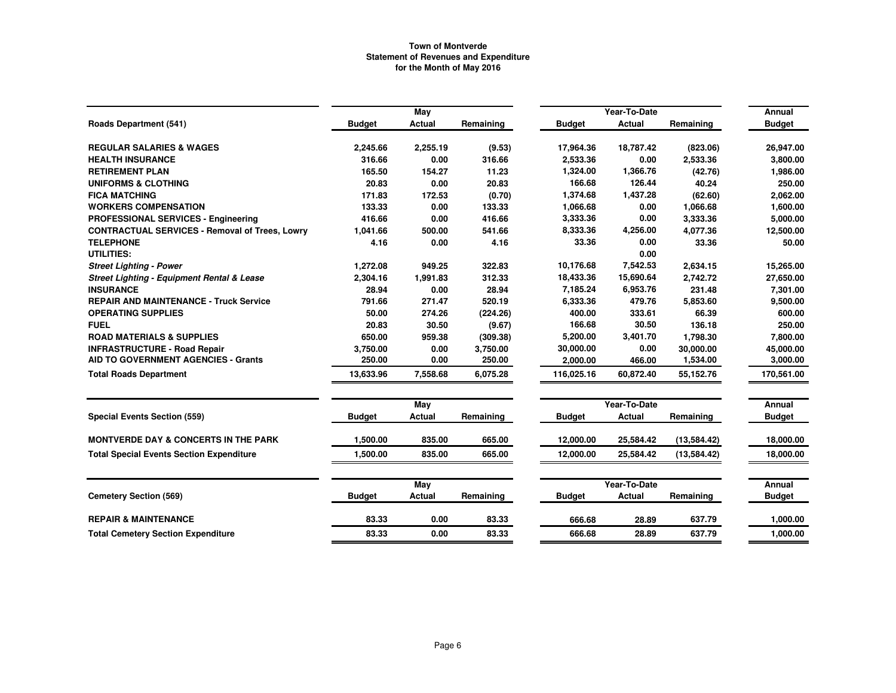# Town of Montverde
## Statement of Revenues and Expenditure
### for the Month of May 2016

| Roads Department (541) | May Budget | May Actual | May Remaining | Year-To-Date Budget | Year-To-Date Actual | Year-To-Date Remaining | Annual Budget |
|---|---|---|---|---|---|---|---|
| **REGULAR SALARIES & WAGES** | 2,245.66 | 2,255.19 | (9.53) | 17,964.36 | 18,787.42 | (823.06) | 26,947.00 |
| **HEALTH INSURANCE** | 316.66 | 0.00 | 316.66 | 2,533.36 | 0.00 | 2,533.36 | 3,800.00 |
| **RETIREMENT PLAN** | 165.50 | 154.27 | 11.23 | 1,324.00 | 1,366.76 | (42.76) | 1,986.00 |
| **UNIFORMS & CLOTHING** | 20.83 | 0.00 | 20.83 | 166.68 | 126.44 | 40.24 | 250.00 |
| **FICA MATCHING** | 171.83 | 172.53 | (0.70) | 1,374.68 | 1,437.28 | (62.60) | 2,062.00 |
| **WORKERS COMPENSATION** | 133.33 | 0.00 | 133.33 | 1,066.68 | 0.00 | 1,066.68 | 1,600.00 |
| **PROFESSIONAL SERVICES - Engineering** | 416.66 | 0.00 | 416.66 | 3,333.36 | 0.00 | 3,333.36 | 5,000.00 |
| **CONTRACTUAL SERVICES - Removal of Trees, Lowry** | 1,041.66 | 500.00 | 541.66 | 8,333.36 | 4,256.00 | 4,077.36 | 12,500.00 |
| **TELEPHONE** | 4.16 | 0.00 | 4.16 | 33.36 | 0.00 | 33.36 | 50.00 |
| **UTILITIES:** | | | | | 0.00 | | |
| ***Street Lighting - Power*** | 1,272.08 | 949.25 | 322.83 | 10,176.68 | 7,542.53 | 2,634.15 | 15,265.00 |
| ***Street Lighting - Equipment Rental & Lease*** | 2,304.16 | 1,991.83 | 312.33 | 18,433.36 | 15,690.64 | 2,742.72 | 27,650.00 |
| **INSURANCE** | 28.94 | 0.00 | 28.94 | 7,185.24 | 6,953.76 | 231.48 | 7,301.00 |
| **REPAIR AND MAINTENANCE - Truck Service** | 791.66 | 271.47 | 520.19 | 6,333.36 | 479.76 | 5,853.60 | 9,500.00 |
| **OPERATING SUPPLIES** | 50.00 | 274.26 | (224.26) | 400.00 | 333.61 | 66.39 | 600.00 |
| **FUEL** | 20.83 | 30.50 | (9.67) | 166.68 | 30.50 | 136.18 | 250.00 |
| **ROAD MATERIALS & SUPPLIES** | 650.00 | 959.38 | (309.38) | 5,200.00 | 3,401.70 | 1,798.30 | 7,800.00 |
| **INFRASTRUCTURE - Road Repair** | 3,750.00 | 0.00 | 3,750.00 | 30,000.00 | 0.00 | 30,000.00 | 45,000.00 |
| **AID TO GOVERNMENT AGENCIES - Grants** | 250.00 | 0.00 | 250.00 | 2,000.00 | 466.00 | 1,534.00 | 3,000.00 |
| **Total Roads Department** | 13,633.96 | 7,558.68 | 6,075.28 | 116,025.16 | 60,872.40 | 55,152.76 | 170,561.00 |

| Special Events Section (559) | May Budget | May Actual | May Remaining | Year-To-Date Budget | Year-To-Date Actual | Year-To-Date Remaining | Annual Budget |
|---|---|---|---|---|---|---|---|
| **MONTVERDE DAY & CONCERTS IN THE PARK** | 1,500.00 | 835.00 | 665.00 | 12,000.00 | 25,584.42 | (13,584.42) | 18,000.00 |
| **Total Special Events Section Expenditure** | 1,500.00 | 835.00 | 665.00 | 12,000.00 | 25,584.42 | (13,584.42) | 18,000.00 |

| Cemetery Section (569) | May Budget | May Actual | May Remaining | Year-To-Date Budget | Year-To-Date Actual | Year-To-Date Remaining | Annual Budget |
|---|---|---|---|---|---|---|---|
| **REPAIR & MAINTENANCE** | 83.33 | 0.00 | 83.33 | 666.68 | 28.89 | 637.79 | 1,000.00 |
| **Total Cemetery Section Expenditure** | 83.33 | 0.00 | 83.33 | 666.68 | 28.89 | 637.79 | 1,000.00 |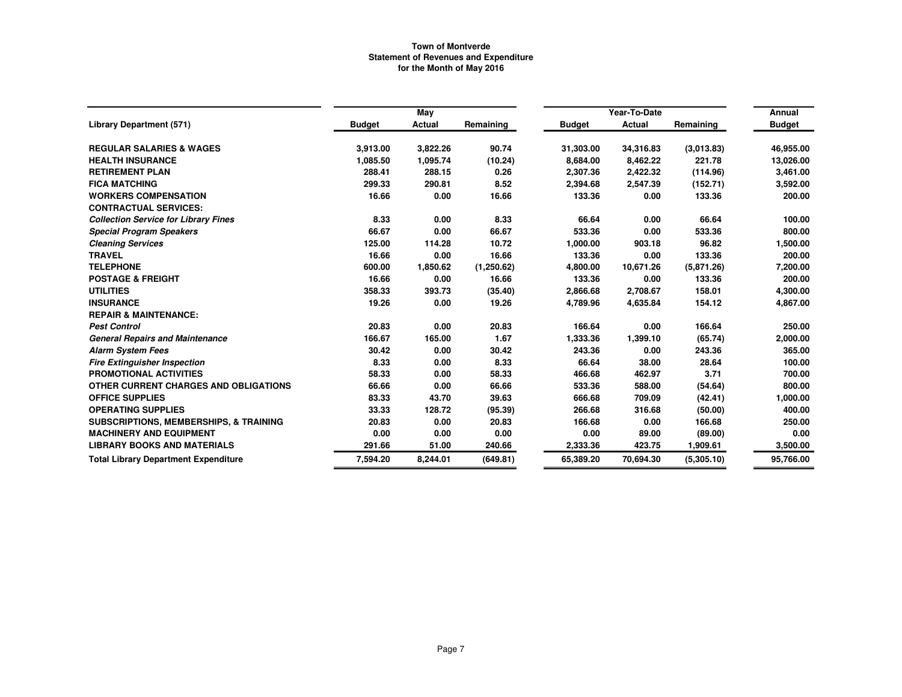**Town of Montverde**
**Statement of Revenues and Expenditure**
**for the Month of May 2016**

| | May | | | Year-To-Date | | | Annual |
|---|---|---|---|---|---|---|---|
| **Library Department (571)** | **Budget** | **Actual** | **Remaining** | **Budget** | **Actual** | **Remaining** | **Budget** |
| **REGULAR SALARIES & WAGES** | 3,913.00 | 3,822.26 | 90.74 | 31,303.00 | 34,316.83 | (3,013.83) | 46,955.00 |
| **HEALTH INSURANCE** | 1,085.50 | 1,095.74 | (10.24) | 8,684.00 | 8,462.22 | 221.78 | 13,026.00 |
| **RETIREMENT PLAN** | 288.41 | 288.15 | 0.26 | 2,307.36 | 2,422.32 | (114.96) | 3,461.00 |
| **FICA MATCHING** | 299.33 | 290.81 | 8.52 | 2,394.68 | 2,547.39 | (152.71) | 3,592.00 |
| **WORKERS COMPENSATION** | 16.66 | 0.00 | 16.66 | 133.36 | 0.00 | 133.36 | 200.00 |
| **CONTRACTUAL SERVICES:** | | | | | | | |
| ***Collection Service for Library Fines*** | 8.33 | 0.00 | 8.33 | 66.64 | 0.00 | 66.64 | 100.00 |
| ***Special Program Speakers*** | 66.67 | 0.00 | 66.67 | 533.36 | 0.00 | 533.36 | 800.00 |
| ***Cleaning Services*** | 125.00 | 114.28 | 10.72 | 1,000.00 | 903.18 | 96.82 | 1,500.00 |
| **TRAVEL** | 16.66 | 0.00 | 16.66 | 133.36 | 0.00 | 133.36 | 200.00 |
| **TELEPHONE** | 600.00 | 1,850.62 | (1,250.62) | 4,800.00 | 10,671.26 | (5,871.26) | 7,200.00 |
| **POSTAGE & FREIGHT** | 16.66 | 0.00 | 16.66 | 133.36 | 0.00 | 133.36 | 200.00 |
| **UTILITIES** | 358.33 | 393.73 | (35.40) | 2,866.68 | 2,708.67 | 158.01 | 4,300.00 |
| **INSURANCE** | 19.26 | 0.00 | 19.26 | 4,789.96 | 4,635.84 | 154.12 | 4,867.00 |
| **REPAIR & MAINTENANCE:** | | | | | | | |
| ***Pest Control*** | 20.83 | 0.00 | 20.83 | 166.64 | 0.00 | 166.64 | 250.00 |
| ***General Repairs and Maintenance*** | 166.67 | 165.00 | 1.67 | 1,333.36 | 1,399.10 | (65.74) | 2,000.00 |
| ***Alarm System Fees*** | 30.42 | 0.00 | 30.42 | 243.36 | 0.00 | 243.36 | 365.00 |
| ***Fire Extinguisher Inspection*** | 8.33 | 0.00 | 8.33 | 66.64 | 38.00 | 28.64 | 100.00 |
| **PROMOTIONAL ACTIVITIES** | 58.33 | 0.00 | 58.33 | 466.68 | 462.97 | 3.71 | 700.00 |
| **OTHER CURRENT CHARGES AND OBLIGATIONS** | 66.66 | 0.00 | 66.66 | 533.36 | 588.00 | (54.64) | 800.00 |
| **OFFICE SUPPLIES** | 83.33 | 43.70 | 39.63 | 666.68 | 709.09 | (42.41) | 1,000.00 |
| **OPERATING SUPPLIES** | 33.33 | 128.72 | (95.39) | 266.68 | 316.68 | (50.00) | 400.00 |
| **SUBSCRIPTIONS, MEMBERSHIPS, & TRAINING** | 20.83 | 0.00 | 20.83 | 166.68 | 0.00 | 166.68 | 250.00 |
| **MACHINERY AND EQUIPMENT** | 0.00 | 0.00 | 0.00 | 0.00 | 89.00 | (89.00) | 0.00 |
| **LIBRARY BOOKS AND MATERIALS** | 291.66 | 51.00 | 240.66 | 2,333.36 | 423.75 | 1,909.61 | 3,500.00 |
| **Total Library Department Expenditure** | 7,594.20 | 8,244.01 | (649.81) | 65,389.20 | 70,694.30 | (5,305.10) | 95,766.00 |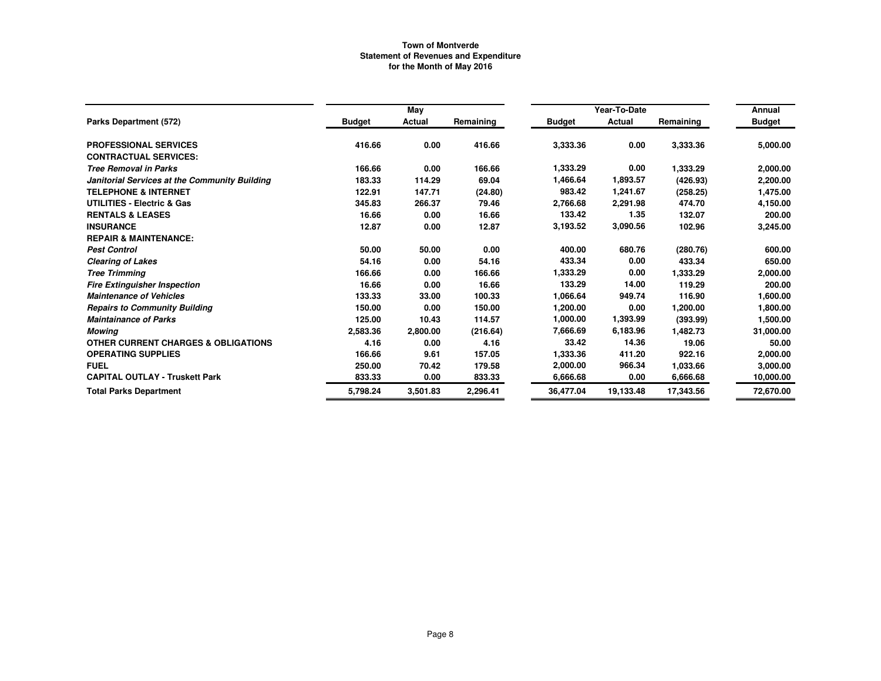**Town of Montverde**
**Statement of Revenues and Expenditure**
**for the Month of May 2016**

| Parks Department (572) | May | | | Year-To-Date | | | Annual |
|---|---|---|---|---|---|---|---|
| | Budget | Actual | Remaining | Budget | Actual | Remaining | Budget |
| **PROFESSIONAL SERVICES** | 416.66 | 0.00 | 416.66 | 3,333.36 | 0.00 | 3,333.36 | 5,000.00 |
| **CONTRACTUAL SERVICES:** | | | | | | | |
| ***Tree Removal in Parks*** | 166.66 | 0.00 | 166.66 | 1,333.29 | 0.00 | 1,333.29 | 2,000.00 |
| ***Janitorial Services at the Community Building*** | 183.33 | 114.29 | 69.04 | 1,466.64 | 1,893.57 | (426.93) | 2,200.00 |
| **TELEPHONE & INTERNET** | 122.91 | 147.71 | (24.80) | 983.42 | 1,241.67 | (258.25) | 1,475.00 |
| **UTILITIES - Electric & Gas** | 345.83 | 266.37 | 79.46 | 2,766.68 | 2,291.98 | 474.70 | 4,150.00 |
| **RENTALS & LEASES** | 16.66 | 0.00 | 16.66 | 133.42 | 1.35 | 132.07 | 200.00 |
| **INSURANCE** | 12.87 | 0.00 | 12.87 | 3,193.52 | 3,090.56 | 102.96 | 3,245.00 |
| **REPAIR & MAINTENANCE:** | | | | | | | |
| ***Pest Control*** | 50.00 | 50.00 | 0.00 | 400.00 | 680.76 | (280.76) | 600.00 |
| ***Clearing of Lakes*** | 54.16 | 0.00 | 54.16 | 433.34 | 0.00 | 433.34 | 650.00 |
| ***Tree Trimming*** | 166.66 | 0.00 | 166.66 | 1,333.29 | 0.00 | 1,333.29 | 2,000.00 |
| ***Fire Extinguisher Inspection*** | 16.66 | 0.00 | 16.66 | 133.29 | 14.00 | 119.29 | 200.00 |
| ***Maintenance of Vehicles*** | 133.33 | 33.00 | 100.33 | 1,066.64 | 949.74 | 116.90 | 1,600.00 |
| ***Repairs to Community Building*** | 150.00 | 0.00 | 150.00 | 1,200.00 | 0.00 | 1,200.00 | 1,800.00 |
| ***Maintainance of Parks*** | 125.00 | 10.43 | 114.57 | 1,000.00 | 1,393.99 | (393.99) | 1,500.00 |
| ***Mowing*** | 2,583.36 | 2,800.00 | (216.64) | 7,666.69 | 6,183.96 | 1,482.73 | 31,000.00 |
| **OTHER CURRENT CHARGES & OBLIGATIONS** | 4.16 | 0.00 | 4.16 | 33.42 | 14.36 | 19.06 | 50.00 |
| **OPERATING SUPPLIES** | 166.66 | 9.61 | 157.05 | 1,333.36 | 411.20 | 922.16 | 2,000.00 |
| **FUEL** | 250.00 | 70.42 | 179.58 | 2,000.00 | 966.34 | 1,033.66 | 3,000.00 |
| **CAPITAL OUTLAY - Truskett Park** | 833.33 | 0.00 | 833.33 | 6,666.68 | 0.00 | 6,666.68 | 10,000.00 |
| **Total Parks Department** | 5,798.24 | 3,501.83 | 2,296.41 | 36,477.04 | 19,133.48 | 17,343.56 | 72,670.00 |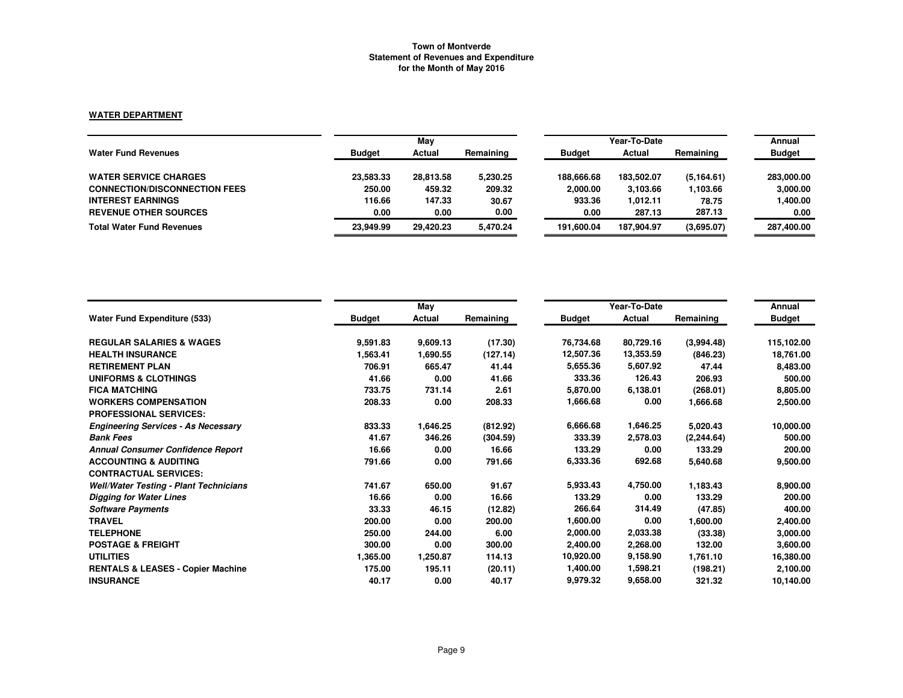**Town of Montverde**
**Statement of Revenues and Expenditure**
**for the Month of May 2016**

**WATER DEPARTMENT**

| | May | | | Year-To-Date | | | Annual |
|---|---|---|---|---|---|---|---|
| **Water Fund Revenues** | **Budget** | **Actual** | **Remaining** | **Budget** | **Actual** | **Remaining** | **Budget** |
| **WATER SERVICE CHARGES** | 23,583.33 | 28,813.58 | 5,230.25 | 188,666.68 | 183,502.07 | (5,164.61) | 283,000.00 |
| **CONNECTION/DISCONNECTION FEES** | 250.00 | 459.32 | 209.32 | 2,000.00 | 3,103.66 | 1,103.66 | 3,000.00 |
| **INTEREST EARNINGS** | 116.66 | 147.33 | 30.67 | 933.36 | 1,012.11 | 78.75 | 1,400.00 |
| **REVENUE OTHER SOURCES** | 0.00 | 0.00 | 0.00 | 0.00 | 287.13 | 287.13 | 0.00 |
| **Total Water Fund Revenues** | 23,949.99 | 29,420.23 | 5,470.24 | 191,600.04 | 187,904.97 | (3,695.07) | 287,400.00 |

| | May | | | Year-To-Date | | | Annual |
|---|---|---|---|---|---|---|---|
| **Water Fund Expenditure (533)** | **Budget** | **Actual** | **Remaining** | **Budget** | **Actual** | **Remaining** | **Budget** |
| **REGULAR SALARIES & WAGES** | 9,591.83 | 9,609.13 | (17.30) | 76,734.68 | 80,729.16 | (3,994.48) | 115,102.00 |
| **HEALTH INSURANCE** | 1,563.41 | 1,690.55 | (127.14) | 12,507.36 | 13,353.59 | (846.23) | 18,761.00 |
| **RETIREMENT PLAN** | 706.91 | 665.47 | 41.44 | 5,655.36 | 5,607.92 | 47.44 | 8,483.00 |
| **UNIFORMS & CLOTHINGS** | 41.66 | 0.00 | 41.66 | 333.36 | 126.43 | 206.93 | 500.00 |
| **FICA MATCHING** | 733.75 | 731.14 | 2.61 | 5,870.00 | 6,138.01 | (268.01) | 8,805.00 |
| **WORKERS COMPENSATION** | 208.33 | 0.00 | 208.33 | 1,666.68 | 0.00 | 1,666.68 | 2,500.00 |
| **PROFESSIONAL SERVICES:** | | | | | | | |
| ***Engineering Services - As Necessary*** | 833.33 | 1,646.25 | (812.92) | 6,666.68 | 1,646.25 | 5,020.43 | 10,000.00 |
| ***Bank Fees*** | 41.67 | 346.26 | (304.59) | 333.39 | 2,578.03 | (2,244.64) | 500.00 |
| ***Annual Consumer Confidence Report*** | 16.66 | 0.00 | 16.66 | 133.29 | 0.00 | 133.29 | 200.00 |
| **ACCOUNTING & AUDITING** | 791.66 | 0.00 | 791.66 | 6,333.36 | 692.68 | 5,640.68 | 9,500.00 |
| **CONTRACTUAL SERVICES:** | | | | | | | |
| ***Well/Water Testing - Plant Technicians*** | 741.67 | 650.00 | 91.67 | 5,933.43 | 4,750.00 | 1,183.43 | 8,900.00 |
| ***Digging for Water Lines*** | 16.66 | 0.00 | 16.66 | 133.29 | 0.00 | 133.29 | 200.00 |
| ***Software Payments*** | 33.33 | 46.15 | (12.82) | 266.64 | 314.49 | (47.85) | 400.00 |
| **TRAVEL** | 200.00 | 0.00 | 200.00 | 1,600.00 | 0.00 | 1,600.00 | 2,400.00 |
| **TELEPHONE** | 250.00 | 244.00 | 6.00 | 2,000.00 | 2,033.38 | (33.38) | 3,000.00 |
| **POSTAGE & FREIGHT** | 300.00 | 0.00 | 300.00 | 2,400.00 | 2,268.00 | 132.00 | 3,600.00 |
| **UTILITIES** | 1,365.00 | 1,250.87 | 114.13 | 10,920.00 | 9,158.90 | 1,761.10 | 16,380.00 |
| **RENTALS & LEASES - Copier Machine** | 175.00 | 195.11 | (20.11) | 1,400.00 | 1,598.21 | (198.21) | 2,100.00 |
| **INSURANCE** | 40.17 | 0.00 | 40.17 | 9,979.32 | 9,658.00 | 321.32 | 10,140.00 |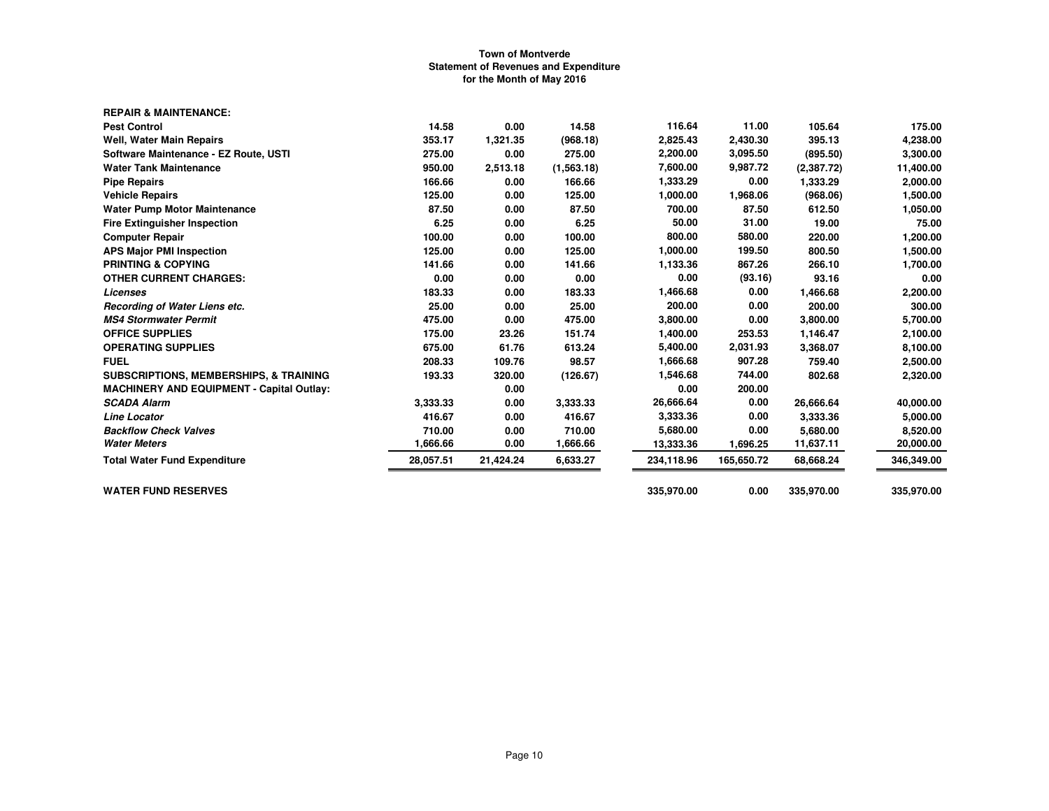**Town of Montverde**
**Statement of Revenues and Expenditure**
**for the Month of May 2016**

| | | | | | | | |
|---|---|---|---|---|---|---|---|
| **REPAIR & MAINTENANCE:** | | | | | | | |
| **Pest Control** | 14.58 | 0.00 | 14.58 | 116.64 | 11.00 | 105.64 | 175.00 |
| **Well, Water Main Repairs** | 353.17 | 1,321.35 | (968.18) | 2,825.43 | 2,430.30 | 395.13 | 4,238.00 |
| **Software Maintenance - EZ Route, USTI** | 275.00 | 0.00 | 275.00 | 2,200.00 | 3,095.50 | (895.50) | 3,300.00 |
| **Water Tank Maintenance** | 950.00 | 2,513.18 | (1,563.18) | 7,600.00 | 9,987.72 | (2,387.72) | 11,400.00 |
| **Pipe Repairs** | 166.66 | 0.00 | 166.66 | 1,333.29 | 0.00 | 1,333.29 | 2,000.00 |
| **Vehicle Repairs** | 125.00 | 0.00 | 125.00 | 1,000.00 | 1,968.06 | (968.06) | 1,500.00 |
| **Water Pump Motor Maintenance** | 87.50 | 0.00 | 87.50 | 700.00 | 87.50 | 612.50 | 1,050.00 |
| **Fire Extinguisher Inspection** | 6.25 | 0.00 | 6.25 | 50.00 | 31.00 | 19.00 | 75.00 |
| **Computer Repair** | 100.00 | 0.00 | 100.00 | 800.00 | 580.00 | 220.00 | 1,200.00 |
| **APS Major PMI Inspection** | 125.00 | 0.00 | 125.00 | 1,000.00 | 199.50 | 800.50 | 1,500.00 |
| **PRINTING & COPYING** | 141.66 | 0.00 | 141.66 | 1,133.36 | 867.26 | 266.10 | 1,700.00 |
| **OTHER CURRENT CHARGES:** | 0.00 | 0.00 | 0.00 | 0.00 | (93.16) | 93.16 | 0.00 |
| ***Licenses*** | 183.33 | 0.00 | 183.33 | 1,466.68 | 0.00 | 1,466.68 | 2,200.00 |
| ***Recording of Water Liens etc.*** | 25.00 | 0.00 | 25.00 | 200.00 | 0.00 | 200.00 | 300.00 |
| ***MS4 Stormwater Permit*** | 475.00 | 0.00 | 475.00 | 3,800.00 | 0.00 | 3,800.00 | 5,700.00 |
| **OFFICE SUPPLIES** | 175.00 | 23.26 | 151.74 | 1,400.00 | 253.53 | 1,146.47 | 2,100.00 |
| **OPERATING SUPPLIES** | 675.00 | 61.76 | 613.24 | 5,400.00 | 2,031.93 | 3,368.07 | 8,100.00 |
| **FUEL** | 208.33 | 109.76 | 98.57 | 1,666.68 | 907.28 | 759.40 | 2,500.00 |
| **SUBSCRIPTIONS, MEMBERSHIPS, & TRAINING** | 193.33 | 320.00 | (126.67) | 1,546.68 | 744.00 | 802.68 | 2,320.00 |
| **MACHINERY AND EQUIPMENT - Capital Outlay:** | | 0.00 | | 0.00 | 200.00 | | |
| ***SCADA Alarm*** | 3,333.33 | 0.00 | 3,333.33 | 26,666.64 | 0.00 | 26,666.64 | 40,000.00 |
| ***Line Locator*** | 416.67 | 0.00 | 416.67 | 3,333.36 | 0.00 | 3,333.36 | 5,000.00 |
| ***Backflow Check Valves*** | 710.00 | 0.00 | 710.00 | 5,680.00 | 0.00 | 5,680.00 | 8,520.00 |
| ***Water Meters*** | 1,666.66 | 0.00 | 1,666.66 | 13,333.36 | 1,696.25 | 11,637.11 | 20,000.00 |
| **Total Water Fund Expenditure** | 28,057.51 | 21,424.24 | 6,633.27 | 234,118.96 | 165,650.72 | 68,668.24 | 346,349.00 |
| | | | | | | | |
| **WATER FUND RESERVES** | | | | 335,970.00 | 0.00 | 335,970.00 | 335,970.00 |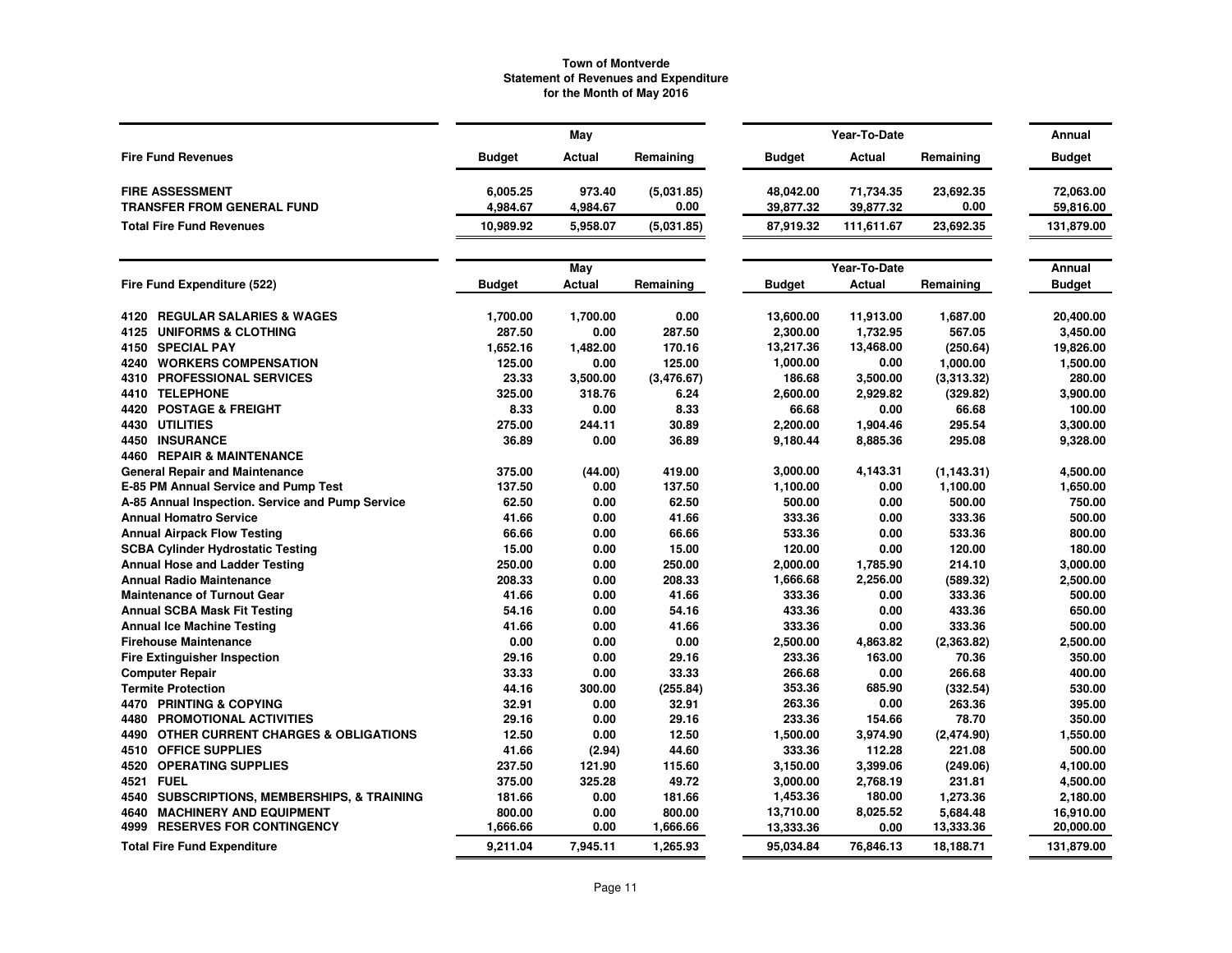# Town of Montverde
## Statement of Revenues and Expenditure
### for the Month of May 2016

| | May | | | Year-To-Date | | | Annual |
|---|---|---|---|---|---|---|---|
| **Fire Fund Revenues** | **Budget** | **Actual** | **Remaining** | **Budget** | **Actual** | **Remaining** | **Budget** |
| **FIRE ASSESSMENT** | 6,005.25 | 973.40 | (5,031.85) | 48,042.00 | 71,734.35 | 23,692.35 | 72,063.00 |
| **TRANSFER FROM GENERAL FUND** | 4,984.67 | 4,984.67 | 0.00 | 39,877.32 | 39,877.32 | 0.00 | 59,816.00 |
| **Total Fire Fund Revenues** | 10,989.92 | 5,958.07 | (5,031.85) | 87,919.32 | 111,611.67 | 23,692.35 | 131,879.00 |

| | May | | | Year-To-Date | | | Annual |
|---|---|---|---|---|---|---|---|
| **Fire Fund Expenditure (522)** | **Budget** | **Actual** | **Remaining** | **Budget** | **Actual** | **Remaining** | **Budget** |
| **4120 REGULAR SALARIES & WAGES** | 1,700.00 | 1,700.00 | 0.00 | 13,600.00 | 11,913.00 | 1,687.00 | 20,400.00 |
| **4125 UNIFORMS & CLOTHING** | 287.50 | 0.00 | 287.50 | 2,300.00 | 1,732.95 | 567.05 | 3,450.00 |
| **4150 SPECIAL PAY** | 1,652.16 | 1,482.00 | 170.16 | 13,217.36 | 13,468.00 | (250.64) | 19,826.00 |
| **4240 WORKERS COMPENSATION** | 125.00 | 0.00 | 125.00 | 1,000.00 | 0.00 | 1,000.00 | 1,500.00 |
| **4310 PROFESSIONAL SERVICES** | 23.33 | 3,500.00 | (3,476.67) | 186.68 | 3,500.00 | (3,313.32) | 280.00 |
| **4410 TELEPHONE** | 325.00 | 318.76 | 6.24 | 2,600.00 | 2,929.82 | (329.82) | 3,900.00 |
| **4420 POSTAGE & FREIGHT** | 8.33 | 0.00 | 8.33 | 66.68 | 0.00 | 66.68 | 100.00 |
| **4430 UTILITIES** | 275.00 | 244.11 | 30.89 | 2,200.00 | 1,904.46 | 295.54 | 3,300.00 |
| **4450 INSURANCE** | 36.89 | 0.00 | 36.89 | 9,180.44 | 8,885.36 | 295.08 | 9,328.00 |
| **4460 REPAIR & MAINTENANCE** | | | | | | | |
| **General Repair and Maintenance** | 375.00 | (44.00) | 419.00 | 3,000.00 | 4,143.31 | (1,143.31) | 4,500.00 |
| **E-85 PM Annual Service and Pump Test** | 137.50 | 0.00 | 137.50 | 1,100.00 | 0.00 | 1,100.00 | 1,650.00 |
| **A-85 Annual Inspection. Service and Pump Service** | 62.50 | 0.00 | 62.50 | 500.00 | 0.00 | 500.00 | 750.00 |
| **Annual Homatro Service** | 41.66 | 0.00 | 41.66 | 333.36 | 0.00 | 333.36 | 500.00 |
| **Annual Airpack Flow Testing** | 66.66 | 0.00 | 66.66 | 533.36 | 0.00 | 533.36 | 800.00 |
| **SCBA Cylinder Hydrostatic Testing** | 15.00 | 0.00 | 15.00 | 120.00 | 0.00 | 120.00 | 180.00 |
| **Annual Hose and Ladder Testing** | 250.00 | 0.00 | 250.00 | 2,000.00 | 1,785.90 | 214.10 | 3,000.00 |
| **Annual Radio Maintenance** | 208.33 | 0.00 | 208.33 | 1,666.68 | 2,256.00 | (589.32) | 2,500.00 |
| **Maintenance of Turnout Gear** | 41.66 | 0.00 | 41.66 | 333.36 | 0.00 | 333.36 | 500.00 |
| **Annual SCBA Mask Fit Testing** | 54.16 | 0.00 | 54.16 | 433.36 | 0.00 | 433.36 | 650.00 |
| **Annual Ice Machine Testing** | 41.66 | 0.00 | 41.66 | 333.36 | 0.00 | 333.36 | 500.00 |
| **Firehouse Maintenance** | 0.00 | 0.00 | 0.00 | 2,500.00 | 4,863.82 | (2,363.82) | 2,500.00 |
| **Fire Extinguisher Inspection** | 29.16 | 0.00 | 29.16 | 233.36 | 163.00 | 70.36 | 350.00 |
| **Computer Repair** | 33.33 | 0.00 | 33.33 | 266.68 | 0.00 | 266.68 | 400.00 |
| **Termite Protection** | 44.16 | 300.00 | (255.84) | 353.36 | 685.90 | (332.54) | 530.00 |
| **4470 PRINTING & COPYING** | 32.91 | 0.00 | 32.91 | 263.36 | 0.00 | 263.36 | 395.00 |
| **4480 PROMOTIONAL ACTIVITIES** | 29.16 | 0.00 | 29.16 | 233.36 | 154.66 | 78.70 | 350.00 |
| **4490 OTHER CURRENT CHARGES & OBLIGATIONS** | 12.50 | 0.00 | 12.50 | 1,500.00 | 3,974.90 | (2,474.90) | 1,550.00 |
| **4510 OFFICE SUPPLIES** | 41.66 | (2.94) | 44.60 | 333.36 | 112.28 | 221.08 | 500.00 |
| **4520 OPERATING SUPPLIES** | 237.50 | 121.90 | 115.60 | 3,150.00 | 3,399.06 | (249.06) | 4,100.00 |
| **4521 FUEL** | 375.00 | 325.28 | 49.72 | 3,000.00 | 2,768.19 | 231.81 | 4,500.00 |
| **4540 SUBSCRIPTIONS, MEMBERSHIPS, & TRAINING** | 181.66 | 0.00 | 181.66 | 1,453.36 | 180.00 | 1,273.36 | 2,180.00 |
| **4640 MACHINERY AND EQUIPMENT** | 800.00 | 0.00 | 800.00 | 13,710.00 | 8,025.52 | 5,684.48 | 16,910.00 |
| **4999 RESERVES FOR CONTINGENCY** | 1,666.66 | 0.00 | 1,666.66 | 13,333.36 | 0.00 | 13,333.36 | 20,000.00 |
| **Total Fire Fund Expenditure** | 9,211.04 | 7,945.11 | 1,265.93 | 95,034.84 | 76,846.13 | 18,188.71 | 131,879.00 |